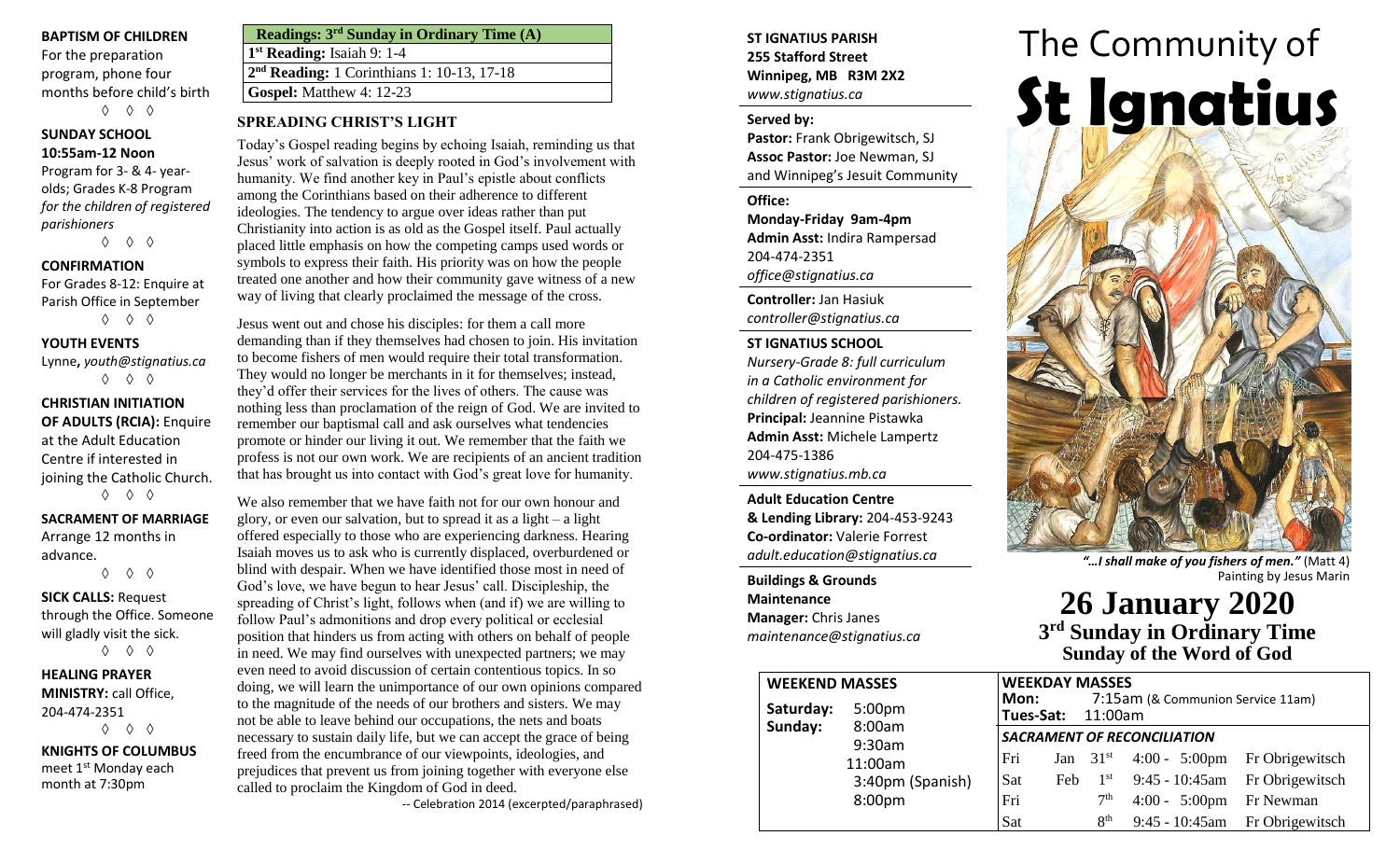**BAPTISM OF CHILDREN**
For the preparation program, phone four months before child's birth
◊ ◊ ◊

**SUNDAY SCHOOL**
**10:55am-12 Noon**
Program for 3- & 4- year-olds; Grades K-8 Program *for the children of registered parishioners*
◊ ◊ ◊

**CONFIRMATION**
For Grades 8-12: Enquire at Parish Office in September
◊ ◊ ◊

**YOUTH EVENTS**
Lynne**,** *youth@stignatius.ca*
◊ ◊ ◊

**CHRISTIAN INITIATION OF ADULTS (RCIA):** Enquire at the Adult Education Centre if interested in joining the Catholic Church.
◊ ◊ ◊

**SACRAMENT OF MARRIAGE**
Arrange 12 months in advance.
◊ ◊ ◊

**SICK CALLS:** Request through the Office. Someone will gladly visit the sick.
◊ ◊ ◊

**HEALING PRAYER MINISTRY:** call Office, 204-474-2351
◊ ◊ ◊

**KNIGHTS OF COLUMBUS**
meet 1st Monday each month at 7:30pm

| **Readings: 3rd Sunday in Ordinary Time (A)** |
|---|
| **1st Reading:** Isaiah 9: 1-4 |
| **2nd Reading:** 1 Corinthians 1: 10-13, 17-18 |
| **Gospel:** Matthew 4: 12-23 |

## SPREADING CHRIST'S LIGHT

Today's Gospel reading begins by echoing Isaiah, reminding us that Jesus' work of salvation is deeply rooted in God's involvement with humanity. We find another key in Paul's epistle about conflicts among the Corinthians based on their adherence to different ideologies. The tendency to argue over ideas rather than put Christianity into action is as old as the Gospel itself. Paul actually placed little emphasis on how the competing camps used words or symbols to express their faith. His priority was on how the people treated one another and how their community gave witness of a new way of living that clearly proclaimed the message of the cross.

Jesus went out and chose his disciples: for them a call more demanding than if they themselves had chosen to join. His invitation to become fishers of men would require their total transformation. They would no longer be merchants in it for themselves; instead, they'd offer their services for the lives of others. The cause was nothing less than proclamation of the reign of God. We are invited to remember our baptismal call and ask ourselves what tendencies promote or hinder our living it out. We remember that the faith we profess is not our own work. We are recipients of an ancient tradition that has brought us into contact with God's great love for humanity.

We also remember that we have faith not for our own honour and glory, or even our salvation, but to spread it as a light – a light offered especially to those who are experiencing darkness. Hearing Isaiah moves us to ask who is currently displaced, overburdened or blind with despair. When we have identified those most in need of God's love, we have begun to hear Jesus' call. Discipleship, the spreading of Christ's light, follows when (and if) we are willing to follow Paul's admonitions and drop every political or ecclesial position that hinders us from acting with others on behalf of people in need. We may find ourselves with unexpected partners; we may even need to avoid discussion of certain contentious topics. In so doing, we will learn the unimportance of our own opinions compared to the magnitude of the needs of our brothers and sisters. We may not be able to leave behind our occupations, the nets and boats necessary to sustain daily life, but we can accept the grace of being freed from the encumbrance of our viewpoints, ideologies, and prejudices that prevent us from joining together with everyone else called to proclaim the Kingdom of God in deed.

-- Celebration 2014 (excerpted/paraphrased)

**ST IGNATIUS PARISH**
**255 Stafford Street**
**Winnipeg, MB R3M 2X2**
*www.stignatius.ca*

**Served by:**
**Pastor:** Frank Obrigewitsch, SJ
**Assoc Pastor:** Joe Newman, SJ
and Winnipeg's Jesuit Community

**Office:**
**Monday-Friday 9am-4pm**
**Admin Asst:** Indira Rampersad
204-474-2351
*office@stignatius.ca*

**Controller:** Jan Hasiuk
*controller@stignatius.ca*

**ST IGNATIUS SCHOOL**
*Nursery-Grade 8: full curriculum in a Catholic environment for children of registered parishioners.*
**Principal:** Jeannine Pistawka
**Admin Asst:** Michele Lampertz
204-475-1386
*www.stignatius.mb.ca*

**Adult Education Centre & Lending Library:** 204-453-9243
**Co-ordinator:** Valerie Forrest
*adult.education@stignatius.ca*

**Buildings & Grounds Maintenance Manager:** Chris Janes
*maintenance@stignatius.ca*

# The Community of St Ignatius

*"…I shall make of you fishers of men."* (Matt 4)
Painting by Jesus Marin

# 26 January 2020
## 3rd Sunday in Ordinary Time
## Sunday of the Word of God

**WEEKEND MASSES**

| | |
|---|---|
| **Saturday:** | 5:00pm |
| **Sunday:** | 8:00am |
| | 9:30am |
| | 11:00am |
| | 3:40pm (Spanish) |
| | 8:00pm |

**WEEKDAY MASSES**
**Mon:** 7:15am (& Communion Service 11am)
**Tues-Sat:** 11:00am

***SACRAMENT OF RECONCILIATION***

| | | | | |
|---|---|---|---|---|
| Fri | Jan | 31st | 4:00 - 5:00pm | Fr Obrigewitsch |
| Sat | Feb | 1st | 9:45 - 10:45am | Fr Obrigewitsch |
| Fri | | 7th | 4:00 - 5:00pm | Fr Newman |
| Sat | | 8th | 9:45 - 10:45am | Fr Obrigewitsch |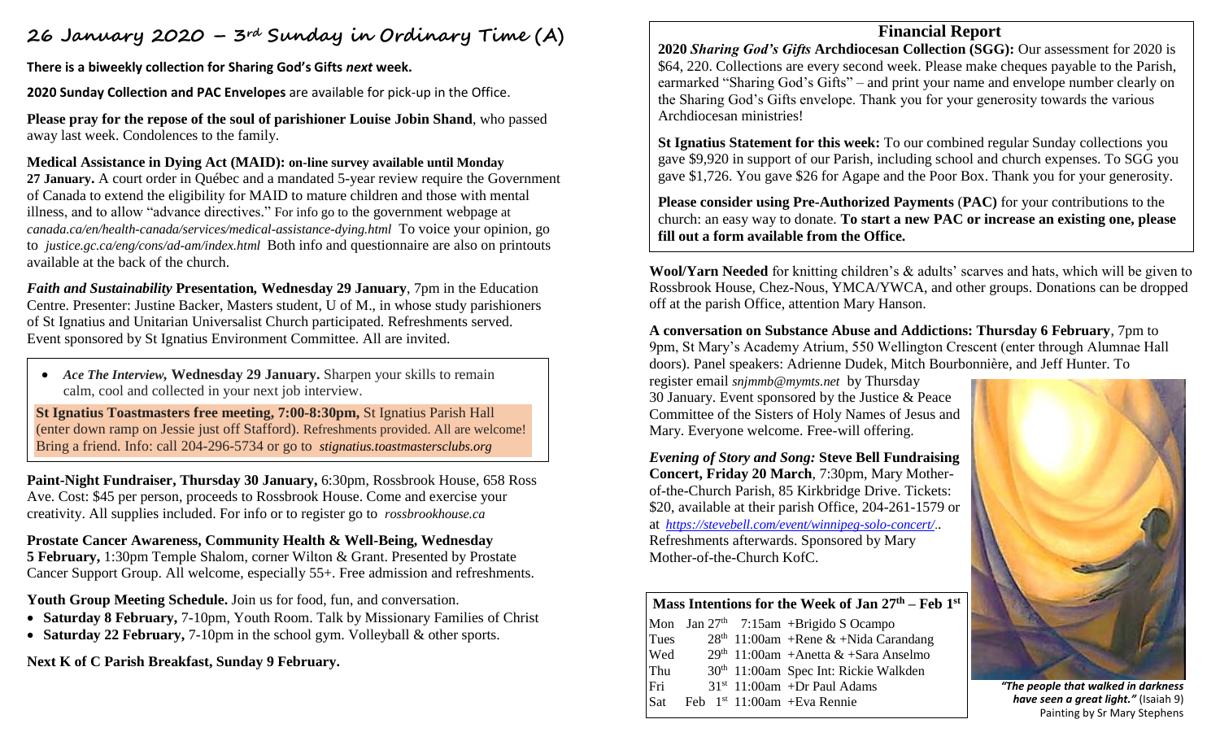# 26 January 2020 – 3rd Sunday in Ordinary Time (A)

**There is a biweekly collection for Sharing God's Gifts *next* week.**

**2020 Sunday Collection and PAC Envelopes** are available for pick-up in the Office.

**Please pray for the repose of the soul of parishioner Louise Jobin Shand**, who passed away last week. Condolences to the family.

**Medical Assistance in Dying Act (MAID): on-line survey available until Monday 27 January.** A court order in Québec and a mandated 5-year review require the Government of Canada to extend the eligibility for MAID to mature children and those with mental illness, and to allow "advance directives." For info go to the government webpage at *canada.ca/en/health-canada/services/medical-assistance-dying.html* To voice your opinion, go to *justice.gc.ca/eng/cons/ad-am/index.html* Both info and questionnaire are also on printouts available at the back of the church.

***Faith and Sustainability* Presentation, Wednesday 29 January**, 7pm in the Education Centre. Presenter: Justine Backer, Masters student, U of M., in whose study parishioners of St Ignatius and Unitarian Universalist Church participated. Refreshments served. Event sponsored by St Ignatius Environment Committee. All are invited.

- ***Ace The Interview,* Wednesday 29 January.** Sharpen your skills to remain calm, cool and collected in your next job interview.

**St Ignatius Toastmasters free meeting, 7:00-8:30pm,** St Ignatius Parish Hall (enter down ramp on Jessie just off Stafford). Refreshments provided. All are welcome! Bring a friend. Info: call 204-296-5734 or go to *stignatius.toastmastersclubs.org*

**Paint-Night Fundraiser, Thursday 30 January,** 6:30pm, Rossbrook House, 658 Ross Ave. Cost: $45 per person, proceeds to Rossbrook House. Come and exercise your creativity. All supplies included. For info or to register go to *rossbrookhouse.ca*

**Prostate Cancer Awareness, Community Health & Well-Being, Wednesday 5 February,** 1:30pm Temple Shalom, corner Wilton & Grant. Presented by Prostate Cancer Support Group. All welcome, especially 55+. Free admission and refreshments.

**Youth Group Meeting Schedule.** Join us for food, fun, and conversation.

- **Saturday 8 February,** 7-10pm, Youth Room. Talk by Missionary Families of Christ
- **Saturday 22 February,** 7-10pm in the school gym. Volleyball & other sports.

**Next K of C Parish Breakfast, Sunday 9 February.**

## Financial Report

**2020 *Sharing God's Gifts* Archdiocesan Collection (SGG):** Our assessment for 2020 is $64, 220. Collections are every second week. Please make cheques payable to the Parish, earmarked "Sharing God's Gifts" – and print your name and envelope number clearly on the Sharing God's Gifts envelope. Thank you for your generosity towards the various Archdiocesan ministries!

**St Ignatius Statement for this week:** To our combined regular Sunday collections you gave $9,920 in support of our Parish, including school and church expenses. To SGG you gave $1,726. You gave $26 for Agape and the Poor Box. Thank you for your generosity.

**Please consider using Pre-Authorized Payments (PAC)** for your contributions to the church: an easy way to donate. **To start a new PAC or increase an existing one, please fill out a form available from the Office.**

**Wool/Yarn Needed** for knitting children's & adults' scarves and hats, which will be given to Rossbrook House, Chez-Nous, YMCA/YWCA, and other groups. Donations can be dropped off at the parish Office, attention Mary Hanson.

**A conversation on Substance Abuse and Addictions: Thursday 6 February**, 7pm to 9pm, St Mary's Academy Atrium, 550 Wellington Crescent (enter through Alumnae Hall doors). Panel speakers: Adrienne Dudek, Mitch Bourbonnière, and Jeff Hunter. To register email *snjmmb@mymts.net* by Thursday 30 January. Event sponsored by the Justice & Peace Committee of the Sisters of Holy Names of Jesus and Mary. Everyone welcome. Free-will offering.

***Evening of Story and Song:* Steve Bell Fundraising Concert, Friday 20 March**, 7:30pm, Mary Mother-of-the-Church Parish, 85 Kirkbridge Drive. Tickets: $20, available at their parish Office, 204-261-1579 or at *https://stevebell.com/event/winnipeg-solo-concert/*.. Refreshments afterwards. Sponsored by Mary Mother-of-the-Church KofC.

**Mass Intentions for the Week of Jan 27th – Feb 1st**

| | | | |
|---|---|---|---|
| Mon | Jan 27th | 7:15am | +Brigido S Ocampo |
| Tues | 28th | 11:00am | +Rene & +Nida Carandang |
| Wed | 29th | 11:00am | +Anetta & +Sara Anselmo |
| Thu | 30th | 11:00am | Spec Int: Rickie Walkden |
| Fri | 31st | 11:00am | +Dr Paul Adams |
| Sat | Feb 1st | 11:00am | +Eva Rennie |

*"The people that walked in darkness have seen a great light."* (Isaiah 9)
Painting by Sr Mary Stephens